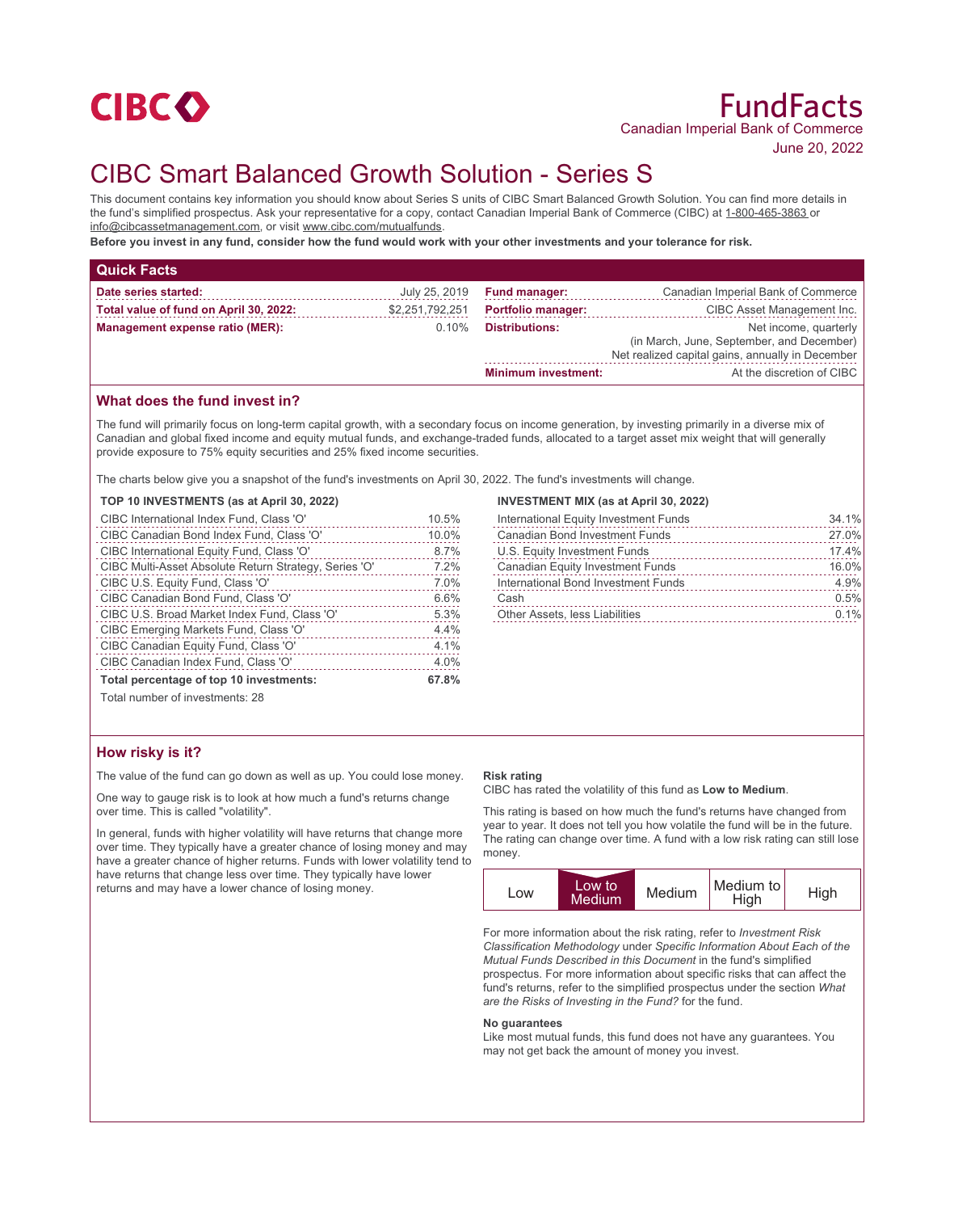CIBC

# FundFacts

Canadian Imperial Bank of Commerce

June 20, 2022

# CIBC Smart Balanced Growth Solution - Series S

This document contains key information you should know about Series S units of CIBC Smart Balanced Growth Solution. You can find more details in the fund's simplified prospectus. Ask your representative for a copy, contact Canadian Imperial Bank of Commerce (CIBC) at 1-800-465-3863 or info@cibcassetmanagement.com, or visit www.cibc.com/mutualfunds.

**Before you invest in any fund, consider how the fund would work with your other investments and your tolerance for risk.**

## Quick Facts

| | | | |
|---|---|---|---|
| **Date series started:** | July 25, 2019 | **Fund manager:** | Canadian Imperial Bank of Commerce |
| **Total value of fund on April 30, 2022:** | $2,251,792,251 | **Portfolio manager:** | CIBC Asset Management Inc. |
| **Management expense ratio (MER):** | 0.10% | **Distributions:** | Net income, quarterly (in March, June, September, and December) Net realized capital gains, annually in December |
| | | **Minimum investment:** | At the discretion of CIBC |

## What does the fund invest in?

The fund will primarily focus on long-term capital growth, with a secondary focus on income generation, by investing primarily in a diverse mix of Canadian and global fixed income and equity mutual funds, and exchange-traded funds, allocated to a target asset mix weight that will generally provide exposure to 75% equity securities and 25% fixed income securities.

The charts below give you a snapshot of the fund's investments on April 30, 2022. The fund's investments will change.

**TOP 10 INVESTMENTS (as at April 30, 2022)**

| | |
|---|---|
| CIBC International Index Fund, Class 'O' | 10.5% |
| CIBC Canadian Bond Index Fund, Class 'O' | 10.0% |
| CIBC International Equity Fund, Class 'O' | 8.7% |
| CIBC Multi-Asset Absolute Return Strategy, Series 'O' | 7.2% |
| CIBC U.S. Equity Fund, Class 'O' | 7.0% |
| CIBC Canadian Bond Fund, Class 'O' | 6.6% |
| CIBC U.S. Broad Market Index Fund, Class 'O' | 5.3% |
| CIBC Emerging Markets Fund, Class 'O' | 4.4% |
| CIBC Canadian Equity Fund, Class 'O' | 4.1% |
| CIBC Canadian Index Fund, Class 'O' | 4.0% |
| **Total percentage of top 10 investments:** | **67.8%** |

Total number of investments: 28

**INVESTMENT MIX (as at April 30, 2022)**

| | |
|---|---|
| International Equity Investment Funds | 34.1% |
| Canadian Bond Investment Funds | 27.0% |
| U.S. Equity Investment Funds | 17.4% |
| Canadian Equity Investment Funds | 16.0% |
| International Bond Investment Funds | 4.9% |
| Cash | 0.5% |
| Other Assets, less Liabilities | 0.1% |

## How risky is it?

The value of the fund can go down as well as up. You could lose money.

One way to gauge risk is to look at how much a fund's returns change over time. This is called "volatility".

In general, funds with higher volatility will have returns that change more over time. They typically have a greater chance of losing money and may have a greater chance of higher returns. Funds with lower volatility tend to have returns that change less over time. They typically have lower returns and may have a lower chance of losing money.

**Risk rating**

CIBC has rated the volatility of this fund as **Low to Medium**.

This rating is based on how much the fund's returns have changed from year to year. It does not tell you how volatile the fund will be in the future. The rating can change over time. A fund with a low risk rating can still lose money.

| Low | **Low to Medium** | Medium | Medium to High | High |
|---|---|---|---|---|

For more information about the risk rating, refer to *Investment Risk Classification Methodology* under *Specific Information About Each of the Mutual Funds Described in this Document* in the fund's simplified prospectus. For more information about specific risks that can affect the fund's returns, refer to the simplified prospectus under the section *What are the Risks of Investing in the Fund?* for the fund.

**No guarantees**

Like most mutual funds, this fund does not have any guarantees. You may not get back the amount of money you invest.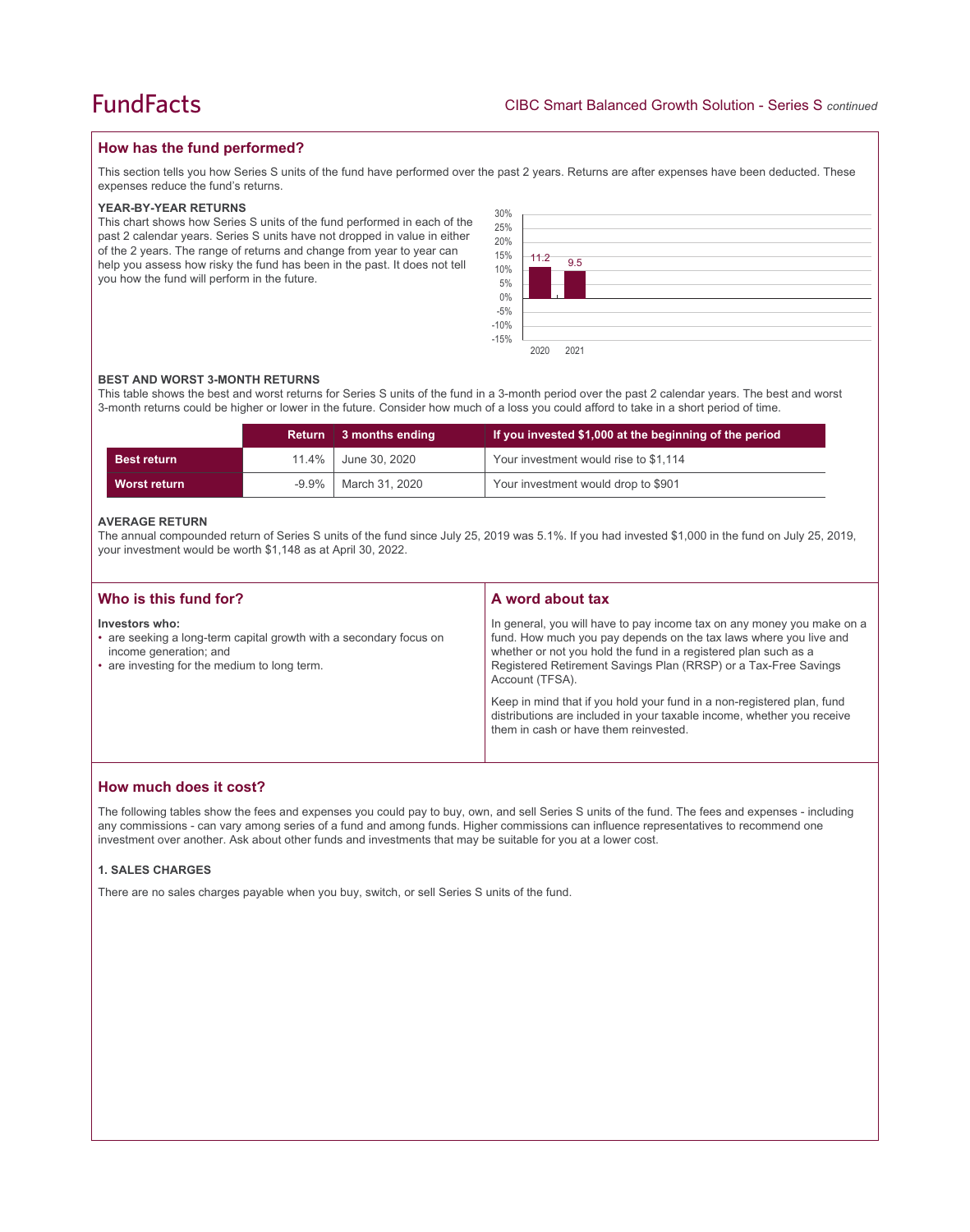## How has the fund performed?

This section tells you how Series S units of the fund have performed over the past 2 years. Returns are after expenses have been deducted. These expenses reduce the fund's returns.

### YEAR-BY-YEAR RETURNS

This chart shows how Series S units of the fund performed in each of the past 2 calendar years. Series S units have not dropped in value in either of the 2 years. The range of returns and change from year to year can help you assess how risky the fund has been in the past. It does not tell you how the fund will perform in the future.

| Year | Return (%) |
|---|---|
| 2020 | 11.2 |
| 2021 | 9.5 |

### BEST AND WORST 3-MONTH RETURNS

This table shows the best and worst returns for Series S units of the fund in a 3-month period over the past 2 calendar years. The best and worst 3-month returns could be higher or lower in the future. Consider how much of a loss you could afford to take in a short period of time.

| | Return | 3 months ending | If you invested $1,000 at the beginning of the period |
|---|---|---|---|
| **Best return** | 11.4% | June 30, 2020 | Your investment would rise to $1,114 |
| **Worst return** | -9.9% | March 31, 2020 | Your investment would drop to $901 |

### AVERAGE RETURN

The annual compounded return of Series S units of the fund since July 25, 2019 was 5.1%. If you had invested $1,000 in the fund on July 25, 2019, your investment would be worth $1,148 as at April 30, 2022.

## Who is this fund for?

**Investors who:**

- are seeking a long-term capital growth with a secondary focus on income generation; and
- are investing for the medium to long term.

## A word about tax

In general, you will have to pay income tax on any money you make on a fund. How much you pay depends on the tax laws where you live and whether or not you hold the fund in a registered plan such as a Registered Retirement Savings Plan (RRSP) or a Tax-Free Savings Account (TFSA).

Keep in mind that if you hold your fund in a non-registered plan, fund distributions are included in your taxable income, whether you receive them in cash or have them reinvested.

## How much does it cost?

The following tables show the fees and expenses you could pay to buy, own, and sell Series S units of the fund. The fees and expenses - including any commissions - can vary among series of a fund and among funds. Higher commissions can influence representatives to recommend one investment over another. Ask about other funds and investments that may be suitable for you at a lower cost.

### 1. SALES CHARGES

There are no sales charges payable when you buy, switch, or sell Series S units of the fund.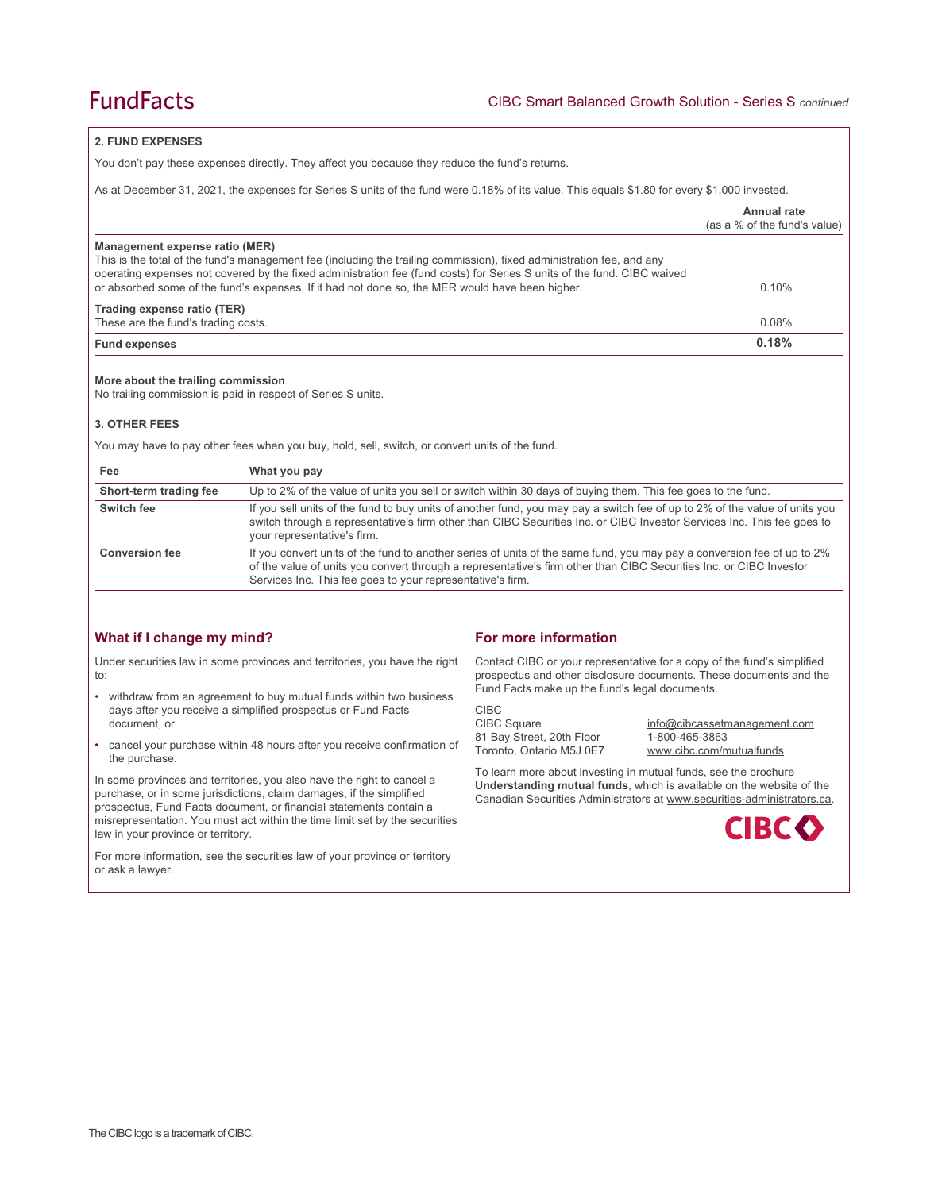## 2. FUND EXPENSES

You don't pay these expenses directly. They affect you because they reduce the fund's returns.

As at December 31, 2021, the expenses for Series S units of the fund were 0.18% of its value. This equals $1.80 for every $1,000 invested.

| | Annual rate (as a % of the fund's value) |
|---|---|
| **Management expense ratio (MER)**<br>This is the total of the fund's management fee (including the trailing commission), fixed administration fee, and any operating expenses not covered by the fixed administration fee (fund costs) for Series S units of the fund. CIBC waived or absorbed some of the fund's expenses. If it had not done so, the MER would have been higher. | 0.10% |
| **Trading expense ratio (TER)**<br>These are the fund's trading costs. | 0.08% |
| **Fund expenses** | **0.18%** |

**More about the trailing commission**

No trailing commission is paid in respect of Series S units.

## 3. OTHER FEES

You may have to pay other fees when you buy, hold, sell, switch, or convert units of the fund.

| Fee | What you pay |
|---|---|
| **Short-term trading fee** | Up to 2% of the value of units you sell or switch within 30 days of buying them. This fee goes to the fund. |
| **Switch fee** | If you sell units of the fund to buy units of another fund, you may pay a switch fee of up to 2% of the value of units you switch through a representative's firm other than CIBC Securities Inc. or CIBC Investor Services Inc. This fee goes to your representative's firm. |
| **Conversion fee** | If you convert units of the fund to another series of units of the same fund, you may pay a conversion fee of up to 2% of the value of units you convert through a representative's firm other than CIBC Securities Inc. or CIBC Investor Services Inc. This fee goes to your representative's firm. |

## What if I change my mind?

Under securities law in some provinces and territories, you have the right to:

- withdraw from an agreement to buy mutual funds within two business days after you receive a simplified prospectus or Fund Facts document, or
- cancel your purchase within 48 hours after you receive confirmation of the purchase.

In some provinces and territories, you also have the right to cancel a purchase, or in some jurisdictions, claim damages, if the simplified prospectus, Fund Facts document, or financial statements contain a misrepresentation. You must act within the time limit set by the securities law in your province or territory.

For more information, see the securities law of your province or territory or ask a lawyer.

## For more information

Contact CIBC or your representative for a copy of the fund's simplified prospectus and other disclosure documents. These documents and the Fund Facts make up the fund's legal documents.

CIBC
CIBC Square
81 Bay Street, 20th Floor
Toronto, Ontario M5J 0E7

info@cibcassetmanagement.com
1-800-465-3863
www.cibc.com/mutualfunds

To learn more about investing in mutual funds, see the brochure **Understanding mutual funds**, which is available on the website of the Canadian Securities Administrators at www.securities-administrators.ca.

The CIBC logo is a trademark of CIBC.